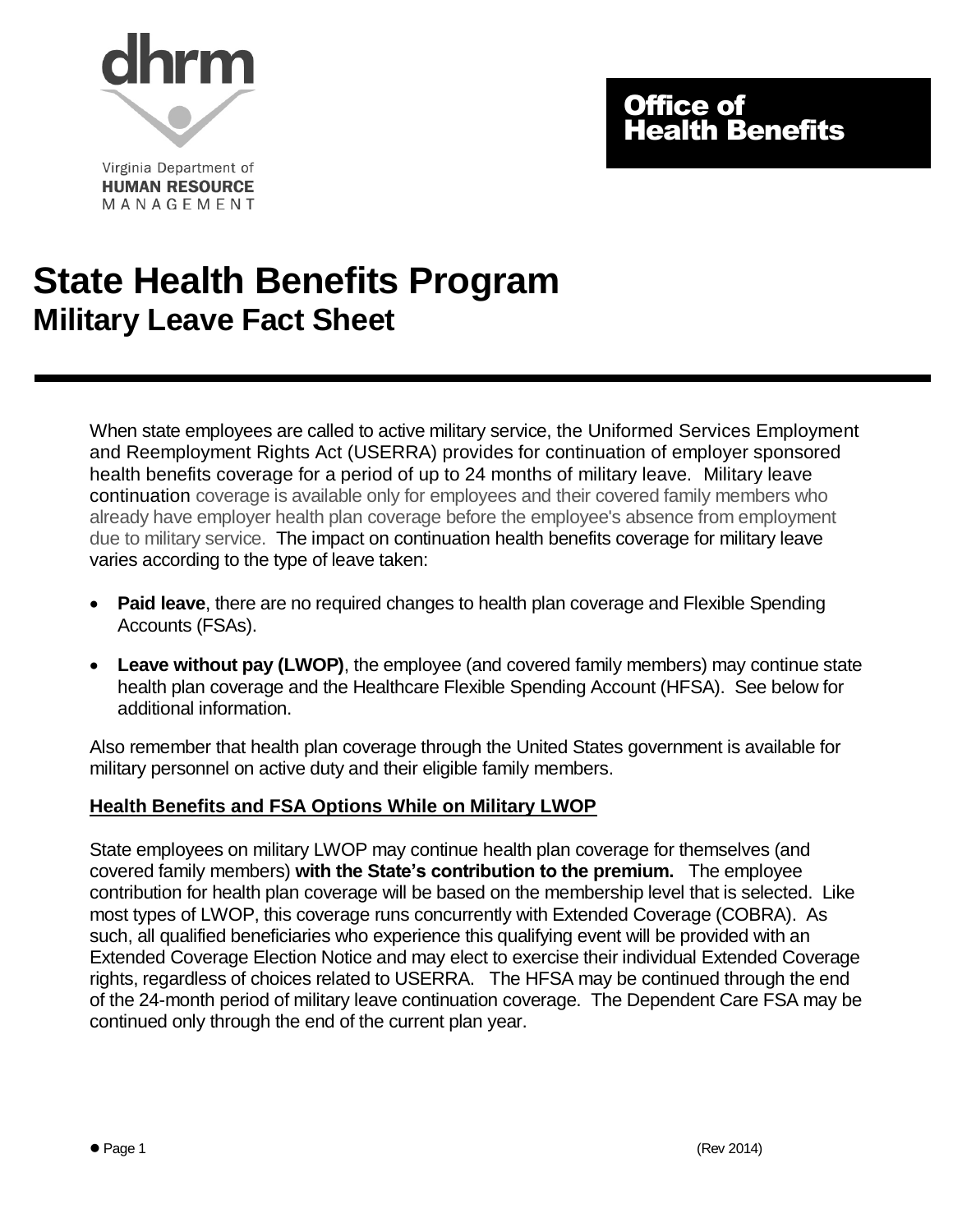dhrm

Virginia Department of
**HUMAN RESOURCE**
MANAGEMENT

**Office of Health Benefits**

# State Health Benefits Program
## Military Leave Fact Sheet

When state employees are called to active military service, the Uniformed Services Employment and Reemployment Rights Act (USERRA) provides for continuation of employer sponsored health benefits coverage for a period of up to 24 months of military leave. Military leave continuation coverage is available only for employees and their covered family members who already have employer health plan coverage before the employee's absence from employment due to military service. The impact on continuation health benefits coverage for military leave varies according to the type of leave taken:

- **Paid leave**, there are no required changes to health plan coverage and Flexible Spending Accounts (FSAs).
- **Leave without pay (LWOP)**, the employee (and covered family members) may continue state health plan coverage and the Healthcare Flexible Spending Account (HFSA). See below for additional information.

Also remember that health plan coverage through the United States government is available for military personnel on active duty and their eligible family members.

**<u>Health Benefits and FSA Options While on Military LWOP</u>**

State employees on military LWOP may continue health plan coverage for themselves (and covered family members) **with the State's contribution to the premium.** The employee contribution for health plan coverage will be based on the membership level that is selected. Like most types of LWOP, this coverage runs concurrently with Extended Coverage (COBRA). As such, all qualified beneficiaries who experience this qualifying event will be provided with an Extended Coverage Election Notice and may elect to exercise their individual Extended Coverage rights, regardless of choices related to USERRA. The HFSA may be continued through the end of the 24-month period of military leave continuation coverage. The Dependent Care FSA may be continued only through the end of the current plan year.

(Rev 2014)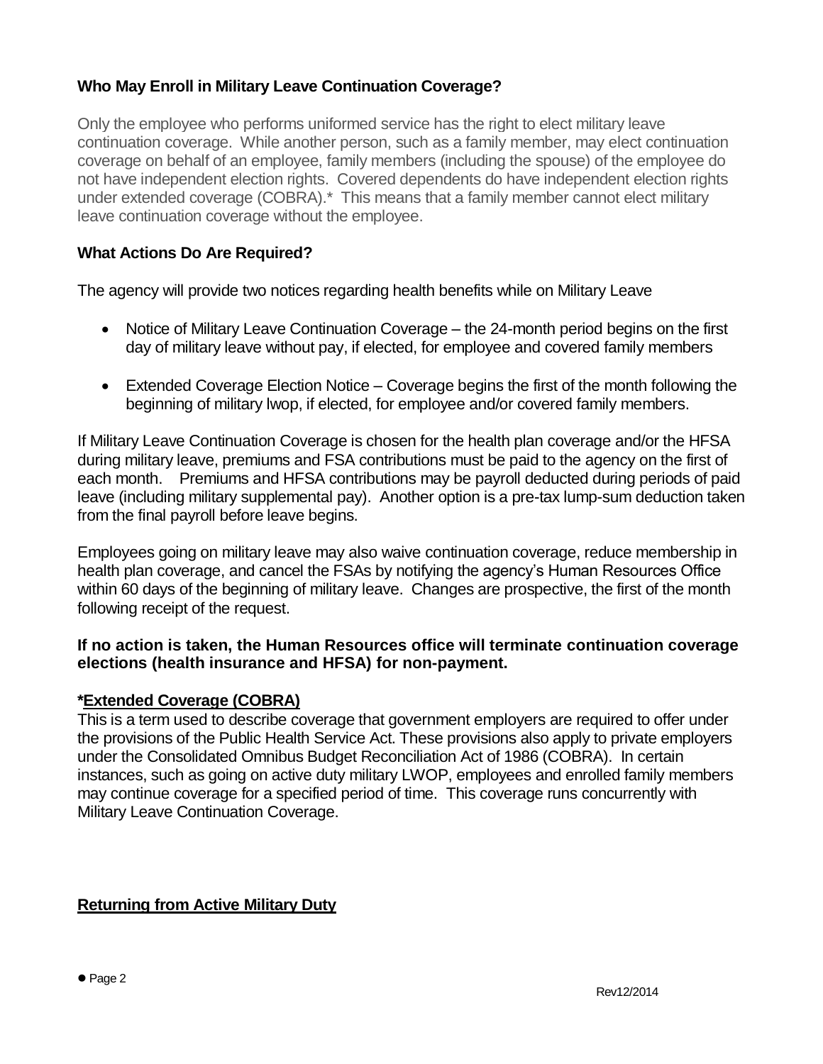### Who May Enroll in Military Leave Continuation Coverage?

Only the employee who performs uniformed service has the right to elect military leave continuation coverage. While another person, such as a family member, may elect continuation coverage on behalf of an employee, family members (including the spouse) of the employee do not have independent election rights. Covered dependents do have independent election rights under extended coverage (COBRA).* This means that a family member cannot elect military leave continuation coverage without the employee.

### What Actions Do Are Required?

The agency will provide two notices regarding health benefits while on Military Leave

- Notice of Military Leave Continuation Coverage – the 24-month period begins on the first day of military leave without pay, if elected, for employee and covered family members
- Extended Coverage Election Notice – Coverage begins the first of the month following the beginning of military lwop, if elected, for employee and/or covered family members.

If Military Leave Continuation Coverage is chosen for the health plan coverage and/or the HFSA during military leave, premiums and FSA contributions must be paid to the agency on the first of each month. Premiums and HFSA contributions may be payroll deducted during periods of paid leave (including military supplemental pay). Another option is a pre-tax lump-sum deduction taken from the final payroll before leave begins.

Employees going on military leave may also waive continuation coverage, reduce membership in health plan coverage, and cancel the FSAs by notifying the agency's Human Resources Office within 60 days of the beginning of military leave. Changes are prospective, the first of the month following receipt of the request.

**If no action is taken, the Human Resources office will terminate continuation coverage elections (health insurance and HFSA) for non-payment.**

**\*<u>Extended Coverage (COBRA)</u>**

This is a term used to describe coverage that government employers are required to offer under the provisions of the Public Health Service Act. These provisions also apply to private employers under the Consolidated Omnibus Budget Reconciliation Act of 1986 (COBRA). In certain instances, such as going on active duty military LWOP, employees and enrolled family members may continue coverage for a specified period of time. This coverage runs concurrently with Military Leave Continuation Coverage.

### <u>Returning from Active Military Duty</u>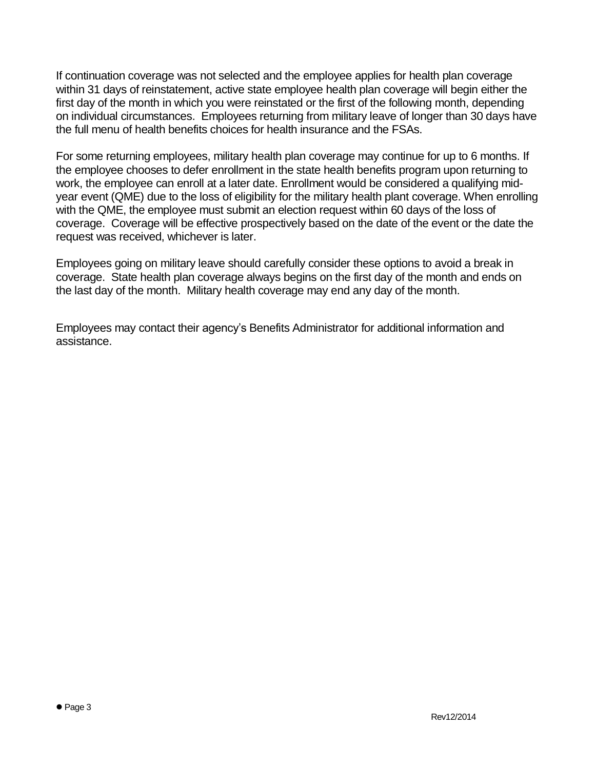If continuation coverage was not selected and the employee applies for health plan coverage within 31 days of reinstatement, active state employee health plan coverage will begin either the first day of the month in which you were reinstated or the first of the following month, depending on individual circumstances. Employees returning from military leave of longer than 30 days have the full menu of health benefits choices for health insurance and the FSAs.

For some returning employees, military health plan coverage may continue for up to 6 months. If the employee chooses to defer enrollment in the state health benefits program upon returning to work, the employee can enroll at a later date. Enrollment would be considered a qualifying mid-year event (QME) due to the loss of eligibility for the military health plant coverage. When enrolling with the QME, the employee must submit an election request within 60 days of the loss of coverage. Coverage will be effective prospectively based on the date of the event or the date the request was received, whichever is later.

Employees going on military leave should carefully consider these options to avoid a break in coverage. State health plan coverage always begins on the first day of the month and ends on the last day of the month. Military health coverage may end any day of the month.

Employees may contact their agency's Benefits Administrator for additional information and assistance.